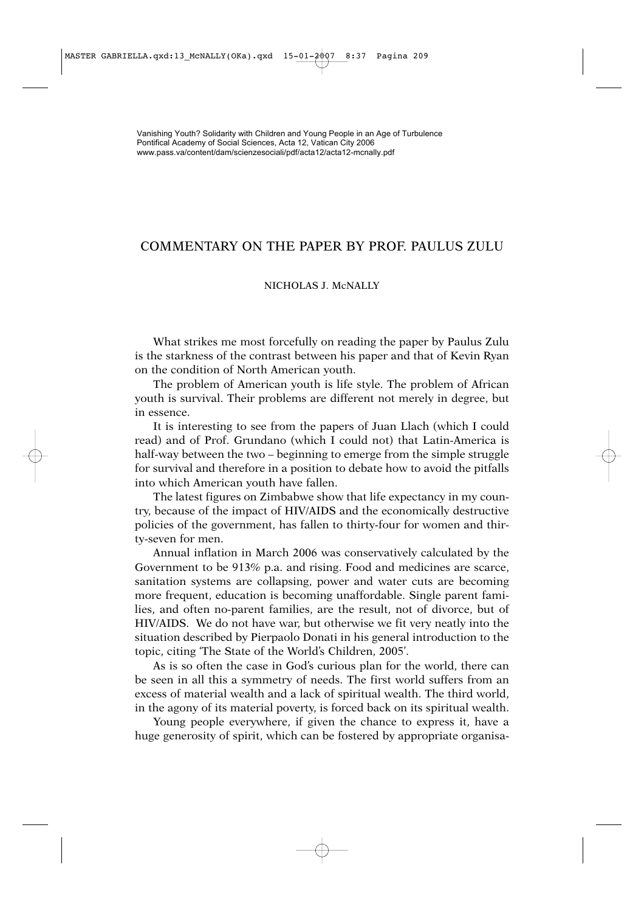Vanishing Youth? Solidarity with Children and Young People in an Age of Turbulence
Pontifical Academy of Social Sciences, Acta 12, Vatican City 2006
www.pass.va/content/dam/scienzesociali/pdf/acta12/acta12-mcnally.pdf

# COMMENTARY ON THE PAPER BY PROF. PAULUS ZULU

NICHOLAS J. McNALLY

What strikes me most forcefully on reading the paper by Paulus Zulu is the starkness of the contrast between his paper and that of Kevin Ryan on the condition of North American youth.

The problem of American youth is life style. The problem of African youth is survival. Their problems are different not merely in degree, but in essence.

It is interesting to see from the papers of Juan Llach (which I could read) and of Prof. Grundano (which I could not) that Latin-America is half-way between the two – beginning to emerge from the simple struggle for survival and therefore in a position to debate how to avoid the pitfalls into which American youth have fallen.

The latest figures on Zimbabwe show that life expectancy in my country, because of the impact of HIV/AIDS and the economically destructive policies of the government, has fallen to thirty-four for women and thirty-seven for men.

Annual inflation in March 2006 was conservatively calculated by the Government to be 913% p.a. and rising. Food and medicines are scarce, sanitation systems are collapsing, power and water cuts are becoming more frequent, education is becoming unaffordable. Single parent families, and often no-parent families, are the result, not of divorce, but of HIV/AIDS. We do not have war, but otherwise we fit very neatly into the situation described by Pierpaolo Donati in his general introduction to the topic, citing 'The State of the World's Children, 2005'.

As is so often the case in God's curious plan for the world, there can be seen in all this a symmetry of needs. The first world suffers from an excess of material wealth and a lack of spiritual wealth. The third world, in the agony of its material poverty, is forced back on its spiritual wealth.

Young people everywhere, if given the chance to express it, have a huge generosity of spirit, which can be fostered by appropriate organisa-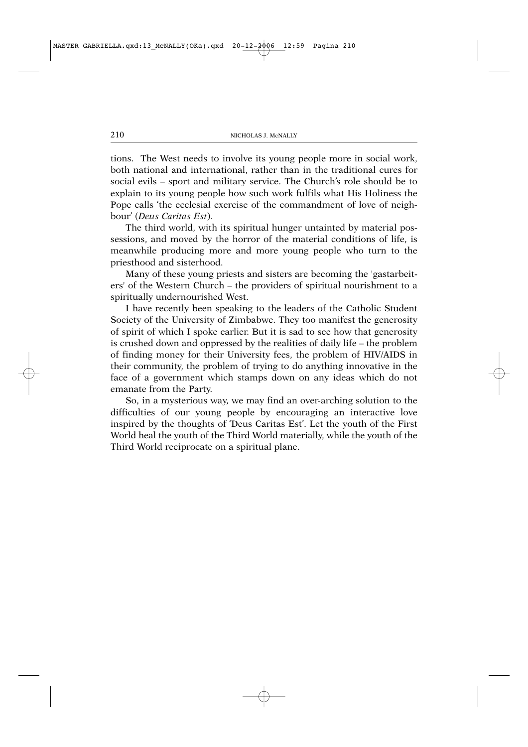tions. The West needs to involve its young people more in social work, both national and international, rather than in the traditional cures for social evils – sport and military service. The Church's role should be to explain to its young people how such work fulfils what His Holiness the Pope calls 'the ecclesial exercise of the commandment of love of neighbour' (*Deus Caritas Est*).

The third world, with its spiritual hunger untainted by material possessions, and moved by the horror of the material conditions of life, is meanwhile producing more and more young people who turn to the priesthood and sisterhood.

Many of these young priests and sisters are becoming the 'gastarbeiters' of the Western Church – the providers of spiritual nourishment to a spiritually undernourished West.

I have recently been speaking to the leaders of the Catholic Student Society of the University of Zimbabwe. They too manifest the generosity of spirit of which I spoke earlier. But it is sad to see how that generosity is crushed down and oppressed by the realities of daily life – the problem of finding money for their University fees, the problem of HIV/AIDS in their community, the problem of trying to do anything innovative in the face of a government which stamps down on any ideas which do not emanate from the Party.

So, in a mysterious way, we may find an over-arching solution to the difficulties of our young people by encouraging an interactive love inspired by the thoughts of 'Deus Caritas Est'. Let the youth of the First World heal the youth of the Third World materially, while the youth of the Third World reciprocate on a spiritual plane.